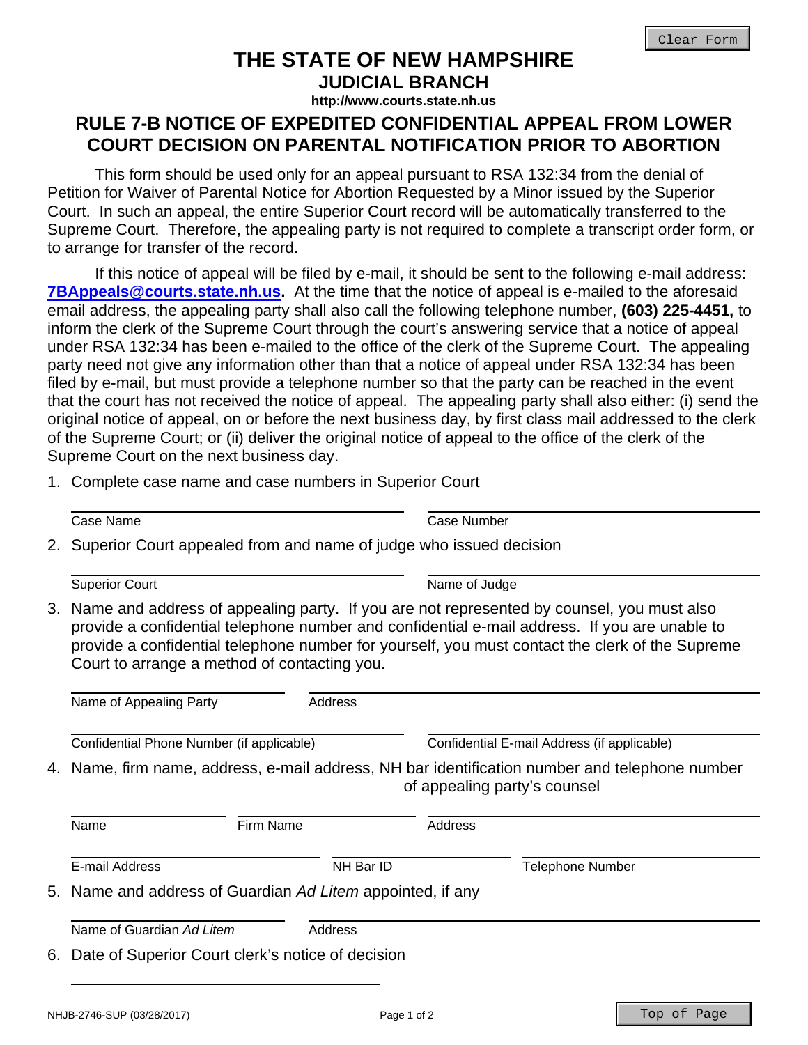# THE STATE OF NEW HAMPSHIRE
## JUDICIAL BRANCH
**http://www.courts.state.nh.us**

## RULE 7-B NOTICE OF EXPEDITED CONFIDENTIAL APPEAL FROM LOWER COURT DECISION ON PARENTAL NOTIFICATION PRIOR TO ABORTION

This form should be used only for an appeal pursuant to RSA 132:34 from the denial of Petition for Waiver of Parental Notice for Abortion Requested by a Minor issued by the Superior Court. In such an appeal, the entire Superior Court record will be automatically transferred to the Supreme Court. Therefore, the appealing party is not required to complete a transcript order form, or to arrange for transfer of the record.

If this notice of appeal will be filed by e-mail, it should be sent to the following e-mail address: **7BAppeals@courts.state.nh.us.** At the time that the notice of appeal is e-mailed to the aforesaid email address, the appealing party shall also call the following telephone number, **(603) 225-4451,** to inform the clerk of the Supreme Court through the court's answering service that a notice of appeal under RSA 132:34 has been e-mailed to the office of the clerk of the Supreme Court. The appealing party need not give any information other than that a notice of appeal under RSA 132:34 has been filed by e-mail, but must provide a telephone number so that the party can be reached in the event that the court has not received the notice of appeal. The appealing party shall also either: (i) send the original notice of appeal, on or before the next business day, by first class mail addressed to the clerk of the Supreme Court; or (ii) deliver the original notice of appeal to the office of the clerk of the Supreme Court on the next business day.

1. Complete case name and case numbers in Superior Court

   Case Name ______________________ Case Number ______________________

2. Superior Court appealed from and name of judge who issued decision

   Superior Court ______________________ Name of Judge ______________________

3. Name and address of appealing party. If you are not represented by counsel, you must also provide a confidential telephone number and confidential e-mail address. If you are unable to provide a confidential telephone number for yourself, you must contact the clerk of the Supreme Court to arrange a method of contacting you.

   Name of Appealing Party ______________________ Address ______________________

   Confidential Phone Number (if applicable) ______________________ Confidential E-mail Address (if applicable) ______________________

4. Name, firm name, address, e-mail address, NH bar identification number and telephone number of appealing party's counsel

   Name ______________ Firm Name ______________ Address ______________________

   E-mail Address ______________ NH Bar ID ______________ Telephone Number ______________

5. Name and address of Guardian *Ad Litem* appointed, if any

   Name of Guardian *Ad Litem* ______________________ Address ______________________

6. Date of Superior Court clerk's notice of decision

   ______________________

NHJB-2746-SUP (03/28/2017)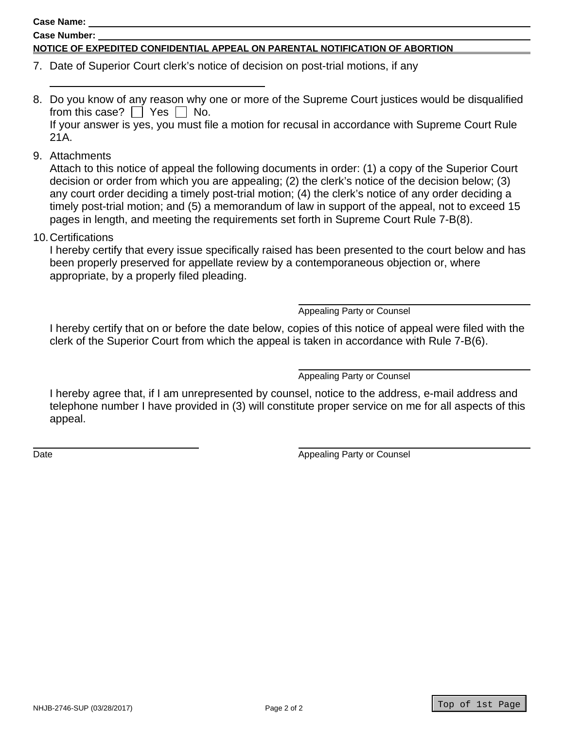**Case Name:** ______________________

**Case Number:** ______________________

**NOTICE OF EXPEDITED CONFIDENTIAL APPEAL ON PARENTAL NOTIFICATION OF ABORTION**

7. Date of Superior Court clerk's notice of decision on post-trial motions, if any

   ______________________

8. Do you know of any reason why one or more of the Supreme Court justices would be disqualified from this case? ☐ Yes ☐ No.
   If your answer is yes, you must file a motion for recusal in accordance with Supreme Court Rule 21A.

9. Attachments
   Attach to this notice of appeal the following documents in order: (1) a copy of the Superior Court decision or order from which you are appealing; (2) the clerk's notice of the decision below; (3) any court order deciding a timely post-trial motion; (4) the clerk's notice of any order deciding a timely post-trial motion; and (5) a memorandum of law in support of the appeal, not to exceed 15 pages in length, and meeting the requirements set forth in Supreme Court Rule 7-B(8).

10. Certifications
    I hereby certify that every issue specifically raised has been presented to the court below and has been properly preserved for appellate review by a contemporaneous objection or, where appropriate, by a properly filed pleading.

    ______________________
    Appealing Party or Counsel

    I hereby certify that on or before the date below, copies of this notice of appeal were filed with the clerk of the Superior Court from which the appeal is taken in accordance with Rule 7-B(6).

    ______________________
    Appealing Party or Counsel

    I hereby agree that, if I am unrepresented by counsel, notice to the address, e-mail address and telephone number I have provided in (3) will constitute proper service on me for all aspects of this appeal.

______________________ ______________________
Date Appealing Party or Counsel

NHJB-2746-SUP (03/28/2017)